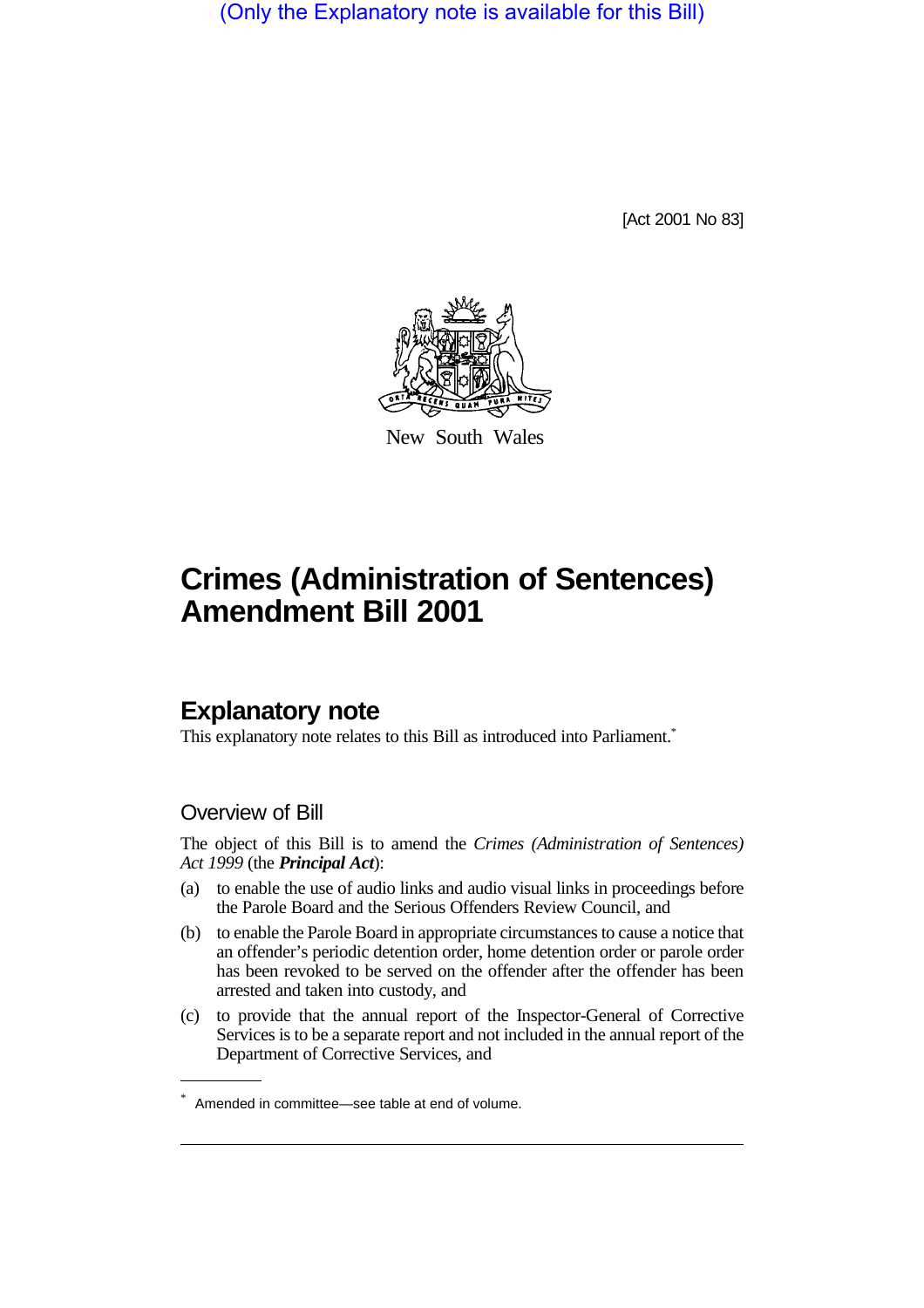(Only the Explanatory note is available for this Bill)

[Act 2001 No 83]

New South Wales

# Crimes (Administration of Sentences) Amendment Bill 2001

## Explanatory note

This explanatory note relates to this Bill as introduced into Parliament.*

### Overview of Bill

The object of this Bill is to amend the *Crimes (Administration of Sentences) Act 1999* (the ***Principal Act***):

(a) to enable the use of audio links and audio visual links in proceedings before the Parole Board and the Serious Offenders Review Council, and

(b) to enable the Parole Board in appropriate circumstances to cause a notice that an offender's periodic detention order, home detention order or parole order has been revoked to be served on the offender after the offender has been arrested and taken into custody, and

(c) to provide that the annual report of the Inspector-General of Corrective Services is to be a separate report and not included in the annual report of the Department of Corrective Services, and

* Amended in committee—see table at end of volume.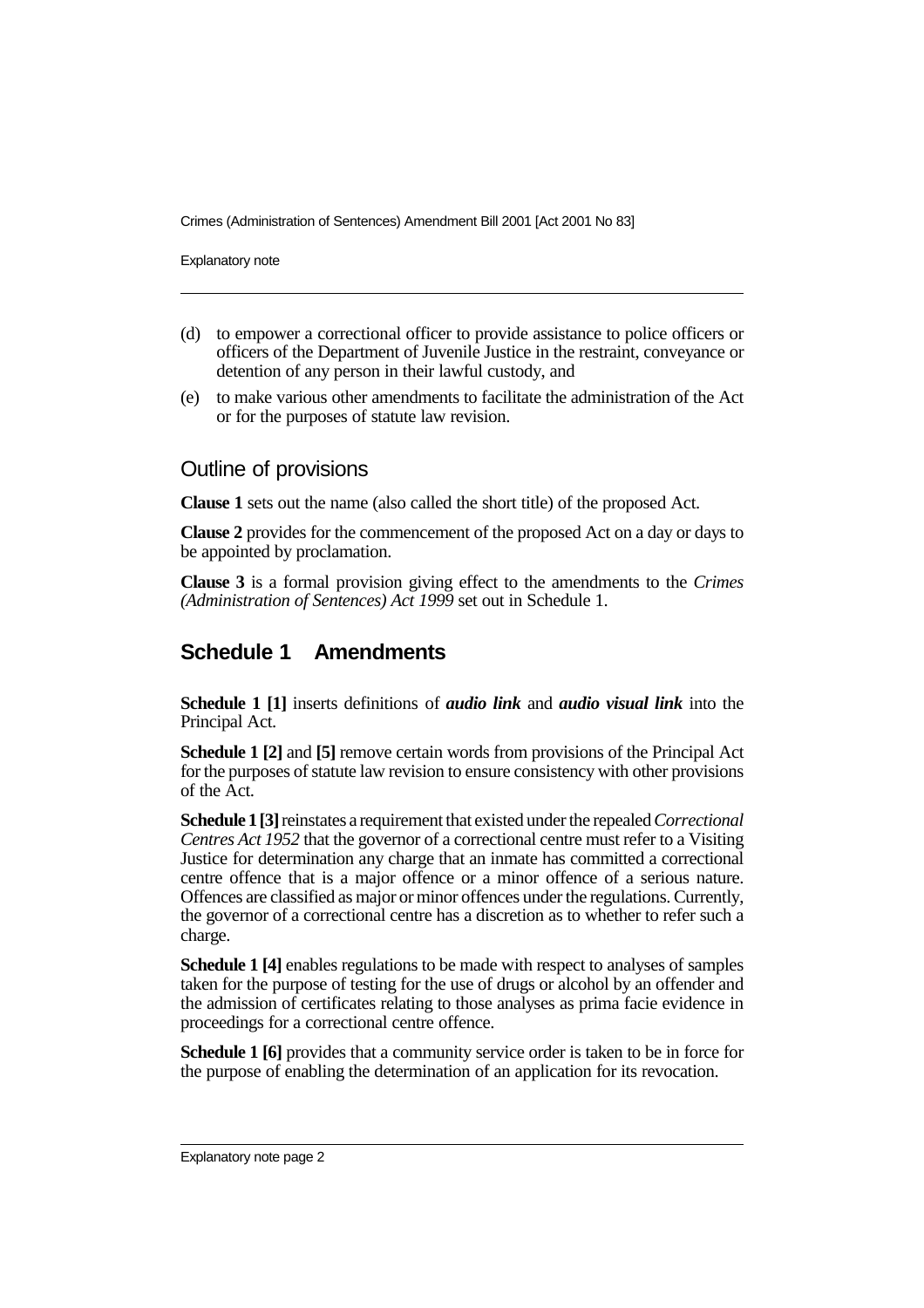(d) to empower a correctional officer to provide assistance to police officers or officers of the Department of Juvenile Justice in the restraint, conveyance or detention of any person in their lawful custody, and

(e) to make various other amendments to facilitate the administration of the Act or for the purposes of statute law revision.

## Outline of provisions

**Clause 1** sets out the name (also called the short title) of the proposed Act.

**Clause 2** provides for the commencement of the proposed Act on a day or days to be appointed by proclamation.

**Clause 3** is a formal provision giving effect to the amendments to the *Crimes (Administration of Sentences) Act 1999* set out in Schedule 1.

## Schedule 1 Amendments

**Schedule 1 [1]** inserts definitions of ***audio link*** and ***audio visual link*** into the Principal Act.

**Schedule 1 [2]** and **[5]** remove certain words from provisions of the Principal Act for the purposes of statute law revision to ensure consistency with other provisions of the Act.

**Schedule 1 [3]** reinstates a requirement that existed under the repealed *Correctional Centres Act 1952* that the governor of a correctional centre must refer to a Visiting Justice for determination any charge that an inmate has committed a correctional centre offence that is a major offence or a minor offence of a serious nature. Offences are classified as major or minor offences under the regulations. Currently, the governor of a correctional centre has a discretion as to whether to refer such a charge.

**Schedule 1 [4]** enables regulations to be made with respect to analyses of samples taken for the purpose of testing for the use of drugs or alcohol by an offender and the admission of certificates relating to those analyses as prima facie evidence in proceedings for a correctional centre offence.

**Schedule 1 [6]** provides that a community service order is taken to be in force for the purpose of enabling the determination of an application for its revocation.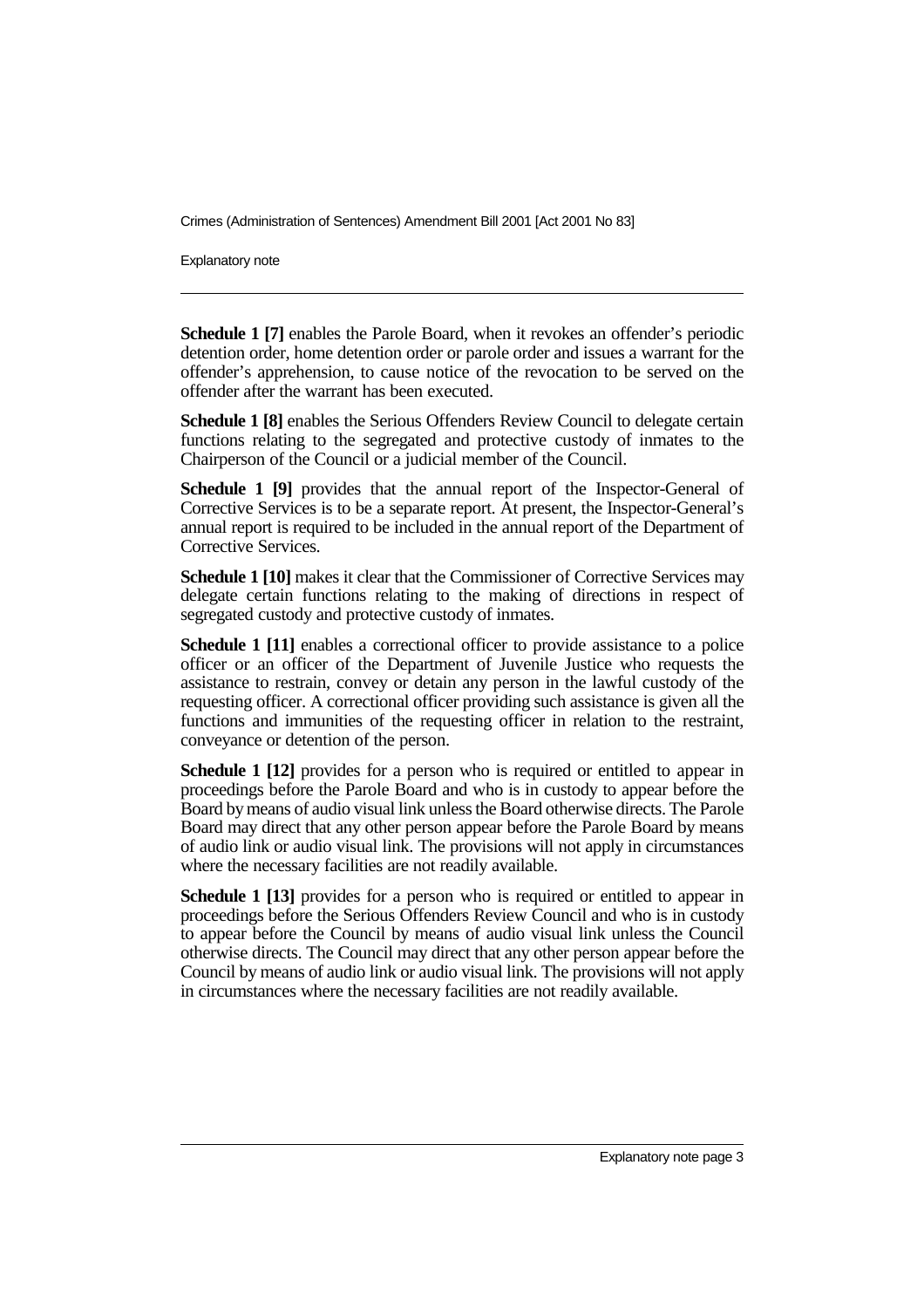**Schedule 1 [7]** enables the Parole Board, when it revokes an offender's periodic detention order, home detention order or parole order and issues a warrant for the offender's apprehension, to cause notice of the revocation to be served on the offender after the warrant has been executed.

**Schedule 1 [8]** enables the Serious Offenders Review Council to delegate certain functions relating to the segregated and protective custody of inmates to the Chairperson of the Council or a judicial member of the Council.

**Schedule 1 [9]** provides that the annual report of the Inspector-General of Corrective Services is to be a separate report. At present, the Inspector-General's annual report is required to be included in the annual report of the Department of Corrective Services.

**Schedule 1 [10]** makes it clear that the Commissioner of Corrective Services may delegate certain functions relating to the making of directions in respect of segregated custody and protective custody of inmates.

**Schedule 1 [11]** enables a correctional officer to provide assistance to a police officer or an officer of the Department of Juvenile Justice who requests the assistance to restrain, convey or detain any person in the lawful custody of the requesting officer. A correctional officer providing such assistance is given all the functions and immunities of the requesting officer in relation to the restraint, conveyance or detention of the person.

**Schedule 1 [12]** provides for a person who is required or entitled to appear in proceedings before the Parole Board and who is in custody to appear before the Board by means of audio visual link unless the Board otherwise directs. The Parole Board may direct that any other person appear before the Parole Board by means of audio link or audio visual link. The provisions will not apply in circumstances where the necessary facilities are not readily available.

**Schedule 1 [13]** provides for a person who is required or entitled to appear in proceedings before the Serious Offenders Review Council and who is in custody to appear before the Council by means of audio visual link unless the Council otherwise directs. The Council may direct that any other person appear before the Council by means of audio link or audio visual link. The provisions will not apply in circumstances where the necessary facilities are not readily available.